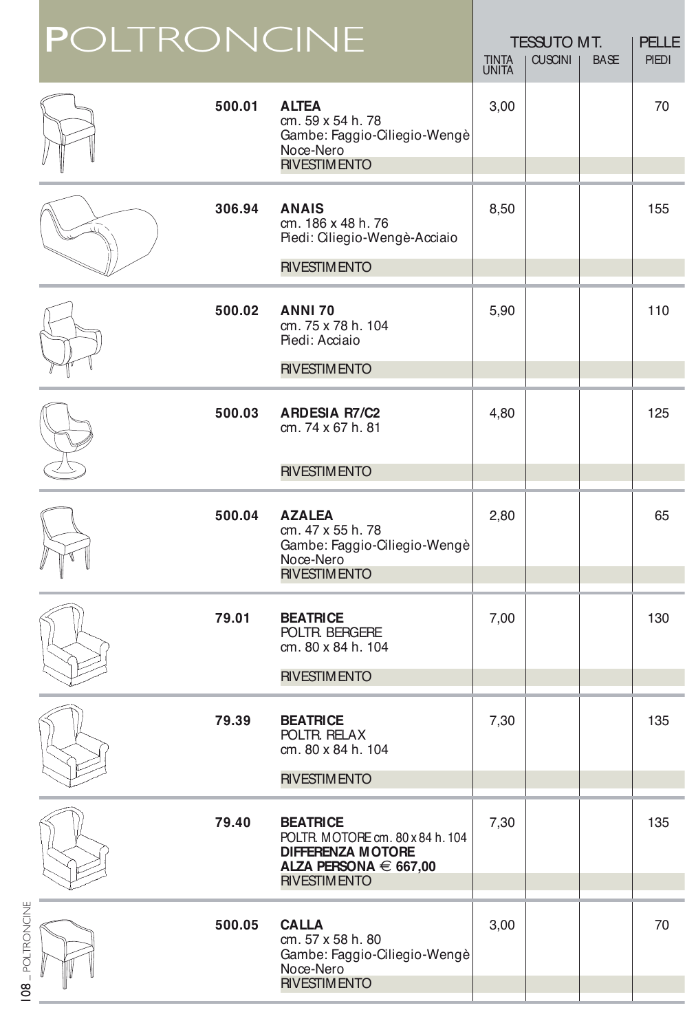# POLTRONCINE

| Codice | Modello | TESSUTO MT. TINTA UNITA | CUSCINI | BASE | PELLE PIEDI |
|---|---|---|---|---|---|
| 500.01 | **ALTEA**<br>cm. 59 x 54 h. 78<br>Gambe: Faggio-Ciliegio-Wengè Noce-Nero<br>RIVESTIMENTO | 3,00 | | | 70 |
| 306.94 | **ANAIS**<br>cm. 186 x 48 h. 76<br>Piedi: Ciliegio-Wengè-Acciaio<br>RIVESTIMENTO | 8,50 | | | 155 |
| 500.02 | **ANNI 70**<br>cm. 75 x 78 h. 104<br>Piedi: Acciaio<br>RIVESTIMENTO | 5,90 | | | 110 |
| 500.03 | **ARDESIA R7/C2**<br>cm. 74 x 67 h. 81<br>RIVESTIMENTO | 4,80 | | | 125 |
| 500.04 | **AZALEA**<br>cm. 47 x 55 h. 78<br>Gambe: Faggio-Ciliegio-Wengè Noce-Nero<br>RIVESTIMENTO | 2,80 | | | 65 |
| 79.01 | **BEATRICE**<br>POLTR. BERGERE<br>cm. 80 x 84 h. 104<br>RIVESTIMENTO | 7,00 | | | 130 |
| 79.39 | **BEATRICE**<br>POLTR. RELAX<br>cm. 80 x 84 h. 104<br>RIVESTIMENTO | 7,30 | | | 135 |
| 79.40 | **BEATRICE**<br>POLTR. MOTORE cm. 80 x 84 h. 104<br>**DIFFERENZA MOTORE ALZA PERSONA € 667,00**<br>RIVESTIMENTO | 7,30 | | | 135 |
| 500.05 | **CALLA**<br>cm. 57 x 58 h. 80<br>Gambe: Faggio-Ciliegio-Wengè Noce-Nero<br>RIVESTIMENTO | 3,00 | | | 70 |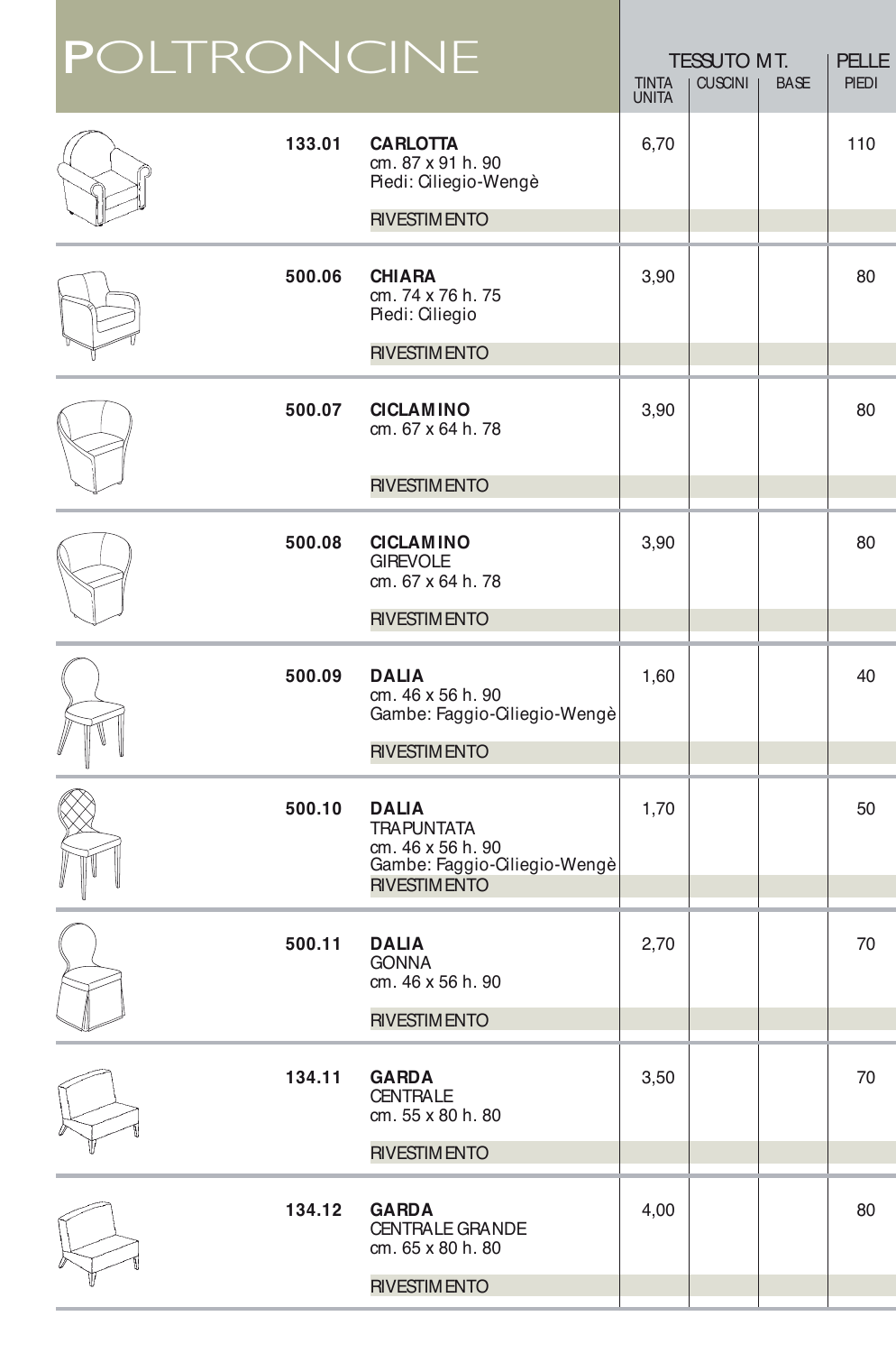# POLTRONCINE

| Codice | Descrizione | TESSUTO MT. TINTA UNITA | CUSCINI | BASE | PELLE PIEDI |
|---|---|---|---|---|---|
| 133.01 | **CARLOTTA**<br>cm. 87 x 91 h. 90<br>Piedi: Ciliegio-Wengè<br>RIVESTIMENTO | 6,70 | | | 110 |
| 500.06 | **CHIARA**<br>cm. 74 x 76 h. 75<br>Piedi: Ciliegio<br>RIVESTIMENTO | 3,90 | | | 80 |
| 500.07 | **CICLAMINO**<br>cm. 67 x 64 h. 78<br>RIVESTIMENTO | 3,90 | | | 80 |
| 500.08 | **CICLAMINO**<br>GIREVOLE<br>cm. 67 x 64 h. 78<br>RIVESTIMENTO | 3,90 | | | 80 |
| 500.09 | **DALIA**<br>cm. 46 x 56 h. 90<br>Gambe: Faggio-Ciliegio-Wengè<br>RIVESTIMENTO | 1,60 | | | 40 |
| 500.10 | **DALIA**<br>TRAPUNTATA<br>cm. 46 x 56 h. 90<br>Gambe: Faggio-Ciliegio-Wengè<br>RIVESTIMENTO | 1,70 | | | 50 |
| 500.11 | **DALIA**<br>GONNA<br>cm. 46 x 56 h. 90<br>RIVESTIMENTO | 2,70 | | | 70 |
| 134.11 | **GARDA**<br>CENTRALE<br>cm. 55 x 80 h. 80<br>RIVESTIMENTO | 3,50 | | | 70 |
| 134.12 | **GARDA**<br>CENTRALE GRANDE<br>cm. 65 x 80 h. 80<br>RIVESTIMENTO | 4,00 | | | 80 |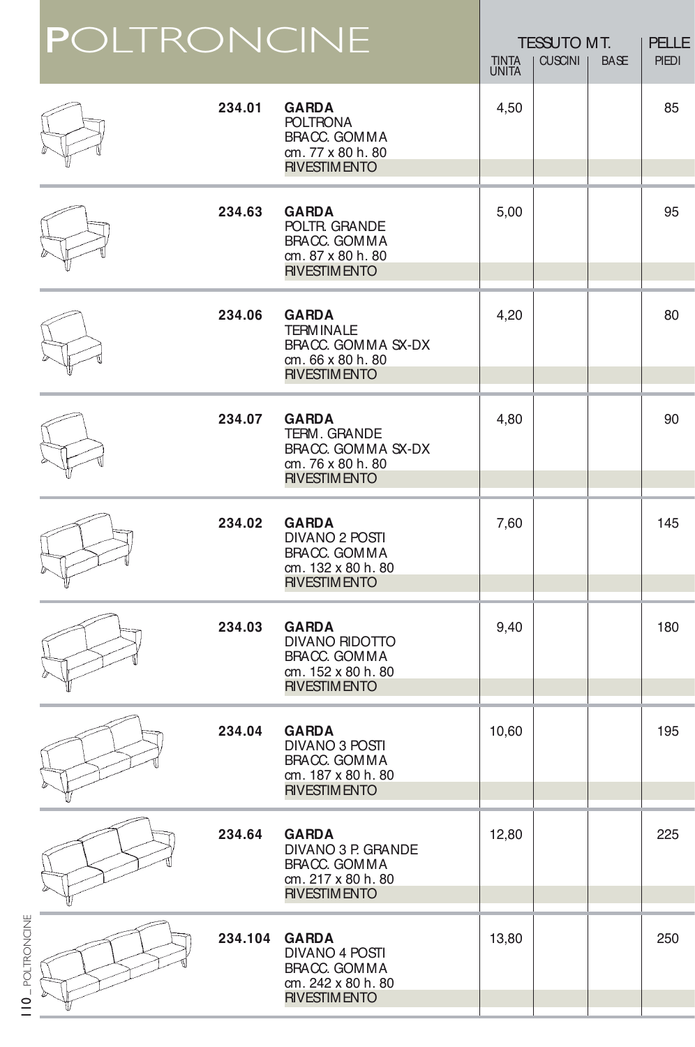# POLTRONCINE

| Codice | Descrizione | TESSUTO MT. TINTA UNITA | TESSUTO MT. CUSCINI | TESSUTO MT. BASE | PELLE PIEDI |
|---|---|---|---|---|---|
| 234.01 | **GARDA** POLTRONA BRACC. GOMMA cm. 77 x 80 h. 80 RIVESTIMENTO | 4,50 | | | 85 |
| 234.63 | **GARDA** POLTR. GRANDE BRACC. GOMMA cm. 87 x 80 h. 80 RIVESTIMENTO | 5,00 | | | 95 |
| 234.06 | **GARDA** TERMINALE BRACC. GOMMA SX-DX cm. 66 x 80 h. 80 RIVESTIMENTO | 4,20 | | | 80 |
| 234.07 | **GARDA** TERM. GRANDE BRACC. GOMMA SX-DX cm. 76 x 80 h. 80 RIVESTIMENTO | 4,80 | | | 90 |
| 234.02 | **GARDA** DIVANO 2 POSTI BRACC. GOMMA cm. 132 x 80 h. 80 RIVESTIMENTO | 7,60 | | | 145 |
| 234.03 | **GARDA** DIVANO RIDOTTO BRACC. GOMMA cm. 152 x 80 h. 80 RIVESTIMENTO | 9,40 | | | 180 |
| 234.04 | **GARDA** DIVANO 3 POSTI BRACC. GOMMA cm. 187 x 80 h. 80 RIVESTIMENTO | 10,60 | | | 195 |
| 234.64 | **GARDA** DIVANO 3 P. GRANDE BRACC. GOMMA cm. 217 x 80 h. 80 RIVESTIMENTO | 12,80 | | | 225 |
| 234.104 | **GARDA** DIVANO 4 POSTI BRACC. GOMMA cm. 242 x 80 h. 80 RIVESTIMENTO | 13,80 | | | 250 |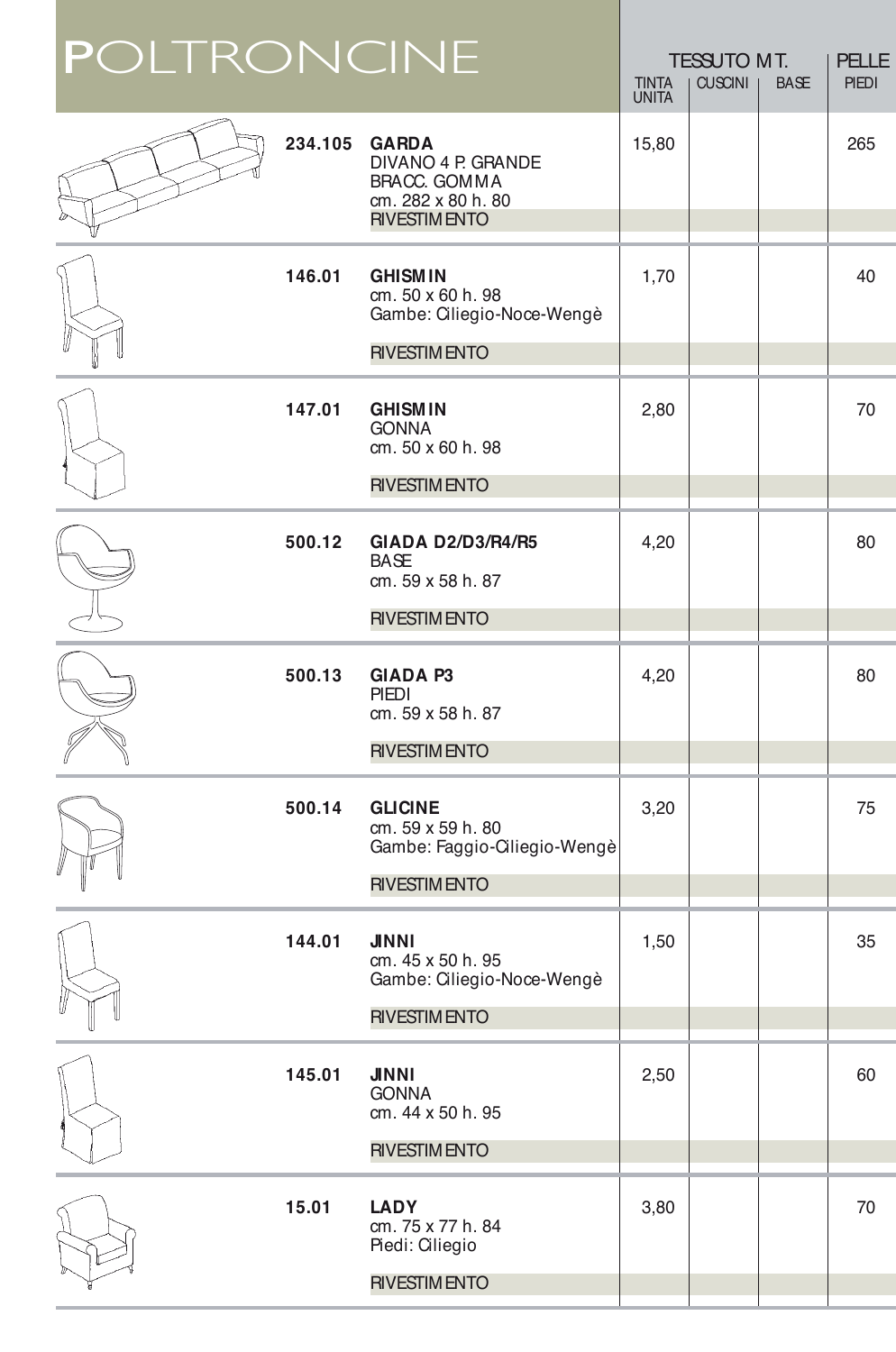# POLTRONCINE

| Codice | Descrizione | TESSUTO MT. TINTA UNITA | CUSCINI | BASE | PELLE PIEDI |
|---|---|---|---|---|---|
| 234.105 | **GARDA**<br>DIVANO 4 P. GRANDE<br>BRACC. GOMMA<br>cm. 282 x 80 h. 80<br>RIVESTIMENTO | 15,80 | | | 265 |
| 146.01 | **GHISMIN**<br>cm. 50 x 60 h. 98<br>Gambe: Ciliegio-Noce-Wengè<br>RIVESTIMENTO | 1,70 | | | 40 |
| 147.01 | **GHISMIN**<br>GONNA<br>cm. 50 x 60 h. 98<br>RIVESTIMENTO | 2,80 | | | 70 |
| 500.12 | **GIADA D2/D3/R4/R5**<br>BASE<br>cm. 59 x 58 h. 87<br>RIVESTIMENTO | 4,20 | | | 80 |
| 500.13 | **GIADA P3**<br>PIEDI<br>cm. 59 x 58 h. 87<br>RIVESTIMENTO | 4,20 | | | 80 |
| 500.14 | **GLICINE**<br>cm. 59 x 59 h. 80<br>Gambe: Faggio-Ciliegio-Wengè<br>RIVESTIMENTO | 3,20 | | | 75 |
| 144.01 | **JINNI**<br>cm. 45 x 50 h. 95<br>Gambe: Ciliegio-Noce-Wengè<br>RIVESTIMENTO | 1,50 | | | 35 |
| 145.01 | **JINNI**<br>GONNA<br>cm. 44 x 50 h. 95<br>RIVESTIMENTO | 2,50 | | | 60 |
| 15.01 | **LADY**<br>cm. 75 x 77 h. 84<br>Piedi: Ciliegio<br>RIVESTIMENTO | 3,80 | | | 70 |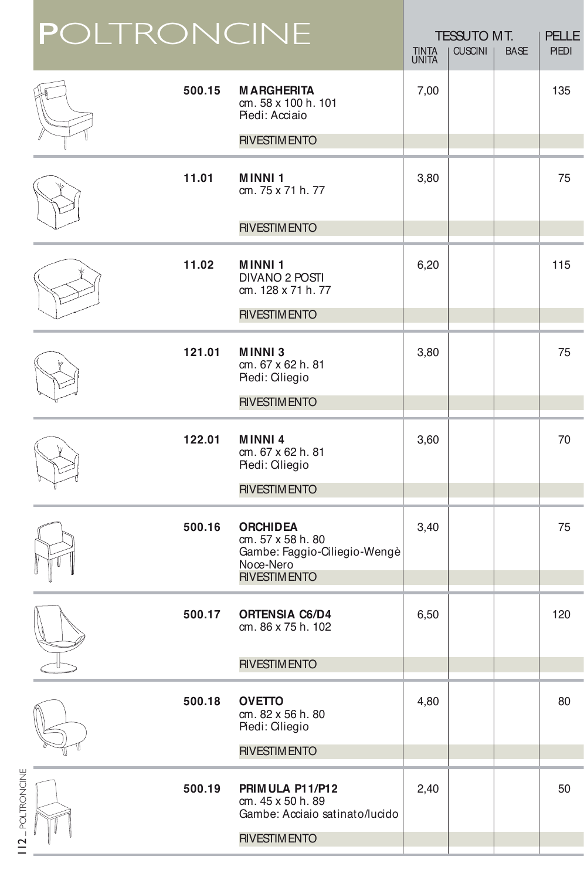# POLTRONCINE

| Codice | Modello | TESSUTO MT. TINTA UNITA | CUSCINI | BASE | PELLE PIEDI |
|---|---|---|---|---|---|
| 500.15 | **MARGHERITA**<br>cm. 58 x 100 h. 101<br>Piedi: Acciaio | 7,00 | | | 135 |
| | RIVESTIMENTO | | | | |
| 11.01 | **MINNI 1**<br>cm. 75 x 71 h. 77 | 3,80 | | | 75 |
| | RIVESTIMENTO | | | | |
| 11.02 | **MINNI 1**<br>DIVANO 2 POSTI<br>cm. 128 x 71 h. 77 | 6,20 | | | 115 |
| | RIVESTIMENTO | | | | |
| 121.01 | **MINNI 3**<br>cm. 67 x 62 h. 81<br>Piedi: Ciliegio | 3,80 | | | 75 |
| | RIVESTIMENTO | | | | |
| 122.01 | **MINNI 4**<br>cm. 67 x 62 h. 81<br>Piedi: Ciliegio | 3,60 | | | 70 |
| | RIVESTIMENTO | | | | |
| 500.16 | **ORCHIDEA**<br>cm. 57 x 58 h. 80<br>Gambe: Faggio-Ciliegio-Wengè<br>Noce-Nero | 3,40 | | | 75 |
| | RIVESTIMENTO | | | | |
| 500.17 | **ORTENSIA C6/D4**<br>cm. 86 x 75 h. 102 | 6,50 | | | 120 |
| | RIVESTIMENTO | | | | |
| 500.18 | **OVETTO**<br>cm. 82 x 56 h. 80<br>Piedi: Ciliegio | 4,80 | | | 80 |
| | RIVESTIMENTO | | | | |
| 500.19 | **PRIMULA P11/P12**<br>cm. 45 x 50 h. 89<br>Gambe: Acciaio satinato/lucido | 2,40 | | | 50 |
| | RIVESTIMENTO | | | | |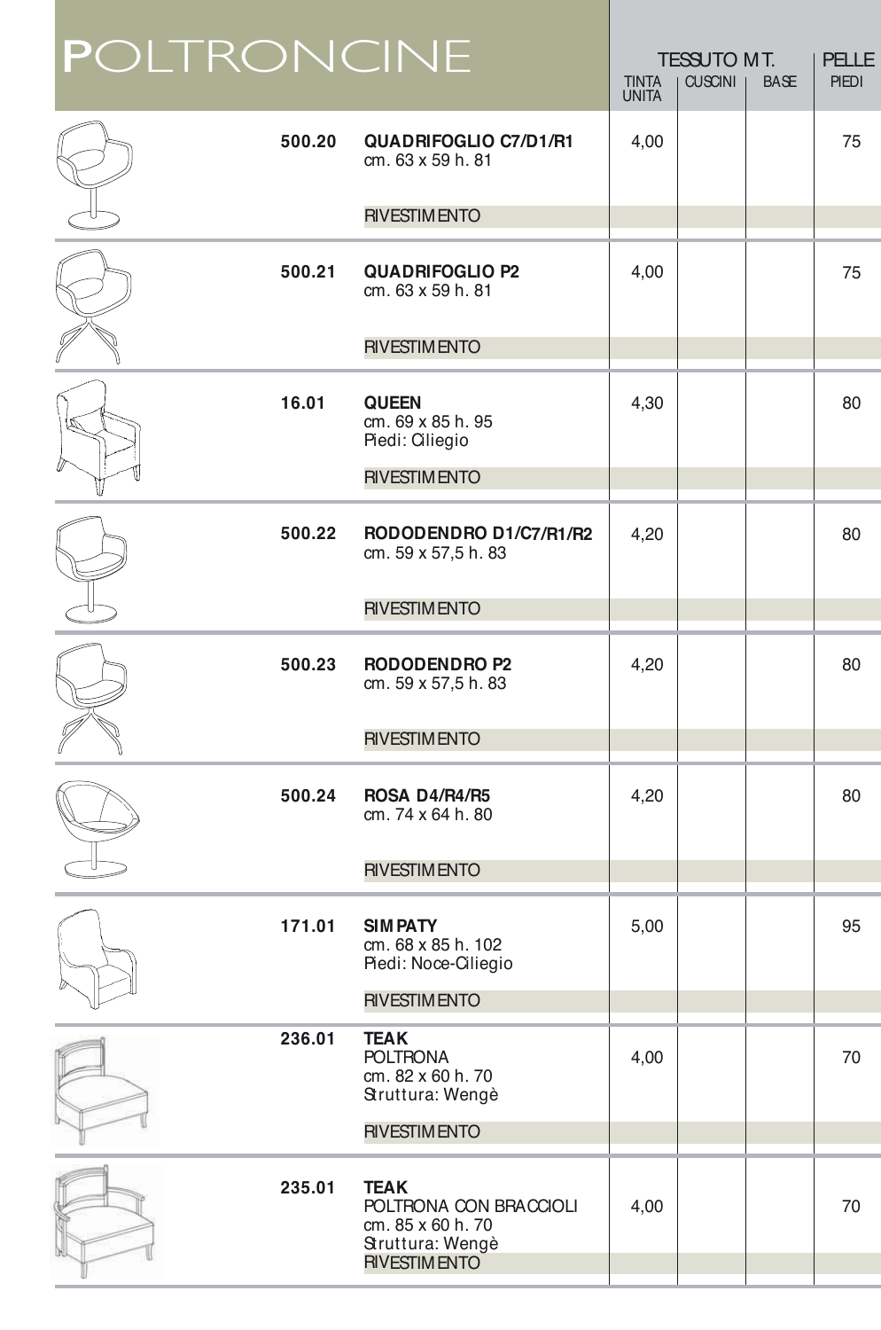# POLTRONCINE

| Codice | Descrizione | TESSUTO MT. TINTA UNITA | CUSCINI | BASE | PELLE PIEDI |
|---|---|---|---|---|---|
| 500.20 | **QUADRIFOGLIO C7/D1/R1**<br>cm. 63 x 59 h. 81 | 4,00 | | | 75 |
| | RIVESTIMENTO | | | | |
| 500.21 | **QUADRIFOGLIO P2**<br>cm. 63 x 59 h. 81 | 4,00 | | | 75 |
| | RIVESTIMENTO | | | | |
| 16.01 | **QUEEN**<br>cm. 69 x 85 h. 95<br>Piedi: Ciliegio | 4,30 | | | 80 |
| | RIVESTIMENTO | | | | |
| 500.22 | **RODODENDRO D1/C7/R1/R2**<br>cm. 59 x 57,5 h. 83 | 4,20 | | | 80 |
| | RIVESTIMENTO | | | | |
| 500.23 | **RODODENDRO P2**<br>cm. 59 x 57,5 h. 83 | 4,20 | | | 80 |
| | RIVESTIMENTO | | | | |
| 500.24 | **ROSA D4/R4/R5**<br>cm. 74 x 64 h. 80 | 4,20 | | | 80 |
| | RIVESTIMENTO | | | | |
| 171.01 | **SIMPATY**<br>cm. 68 x 85 h. 102<br>Piedi: Noce-Ciliegio | 5,00 | | | 95 |
| | RIVESTIMENTO | | | | |
| 236.01 | **TEAK**<br>POLTRONA<br>cm. 82 x 60 h. 70<br>Struttura: Wengè | 4,00 | | | 70 |
| | RIVESTIMENTO | | | | |
| 235.01 | **TEAK**<br>POLTRONA CON BRACCIOLI<br>cm. 85 x 60 h. 70<br>Struttura: Wengè | 4,00 | | | 70 |
| | RIVESTIMENTO | | | | |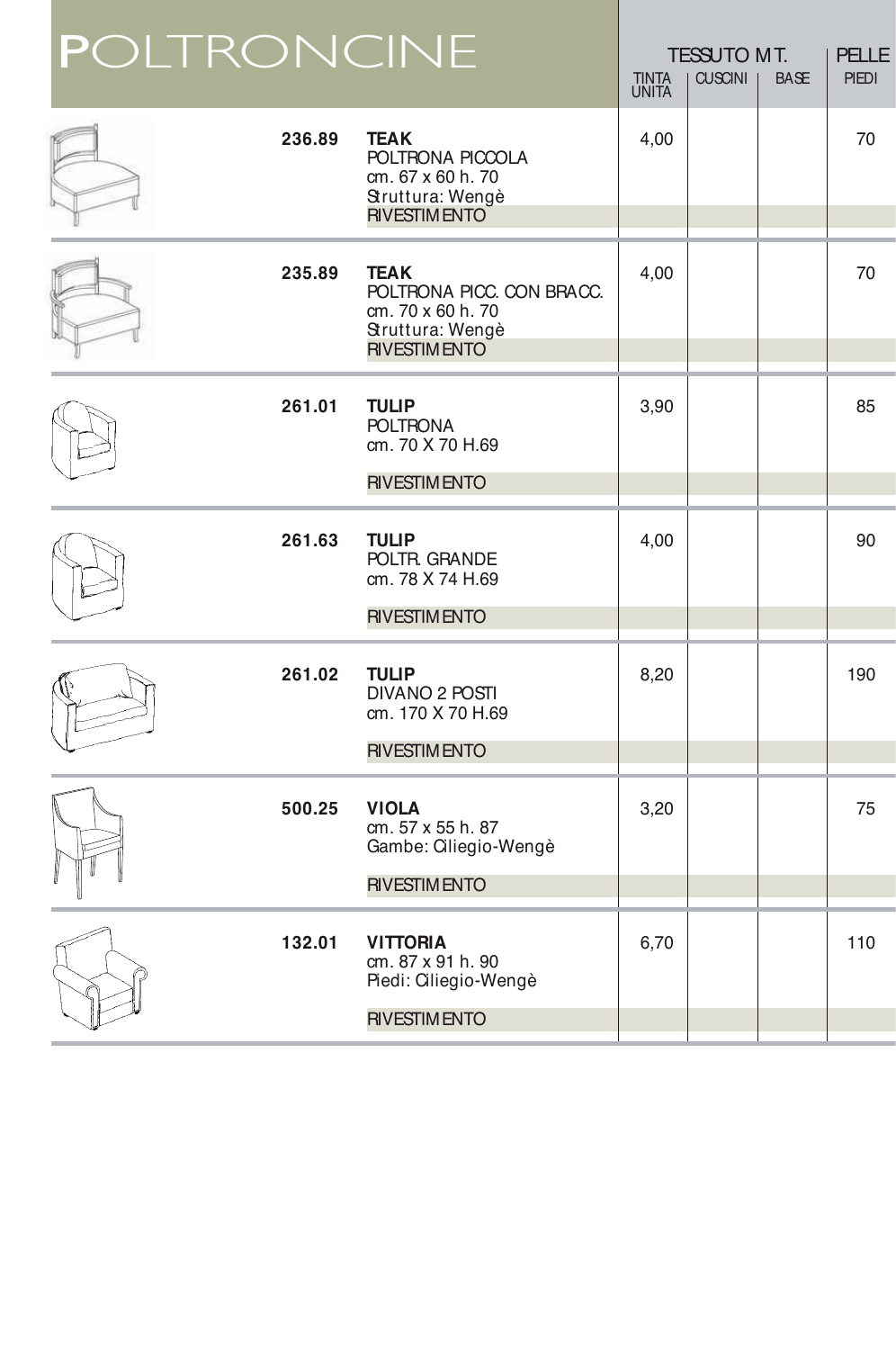# POLTRONCINE

| | | | TESSUTO MT. | | | PELLE |
|---|---|---|---|---|---|---|
| | | | TINTA UNITA | CUSCINI | BASE | PIEDI |
| | 236.89 | **TEAK**<br>POLTRONA PICCOLA<br>cm. 67 x 60 h. 70<br>Struttura: Wengè | 4,00 | | | 70 |
| | | RIVESTIMENTO | | | | |
| | 235.89 | **TEAK**<br>POLTRONA PICC. CON BRACC.<br>cm. 70 x 60 h. 70<br>Struttura: Wengè | 4,00 | | | 70 |
| | | RIVESTIMENTO | | | | |
| | 261.01 | **TULIP**<br>POLTRONA<br>cm. 70 X 70 H.69 | 3,90 | | | 85 |
| | | RIVESTIMENTO | | | | |
| | 261.63 | **TULIP**<br>POLTR. GRANDE<br>cm. 78 X 74 H.69 | 4,00 | | | 90 |
| | | RIVESTIMENTO | | | | |
| | 261.02 | **TULIP**<br>DIVANO 2 POSTI<br>cm. 170 X 70 H.69 | 8,20 | | | 190 |
| | | RIVESTIMENTO | | | | |
| | 500.25 | **VIOLA**<br>cm. 57 x 55 h. 87<br>Gambe: Ciliegio-Wengè | 3,20 | | | 75 |
| | | RIVESTIMENTO | | | | |
| | 132.01 | **VITTORIA**<br>cm. 87 x 91 h. 90<br>Piedi: Ciliegio-Wengè | 6,70 | | | 110 |
| | | RIVESTIMENTO | | | | |